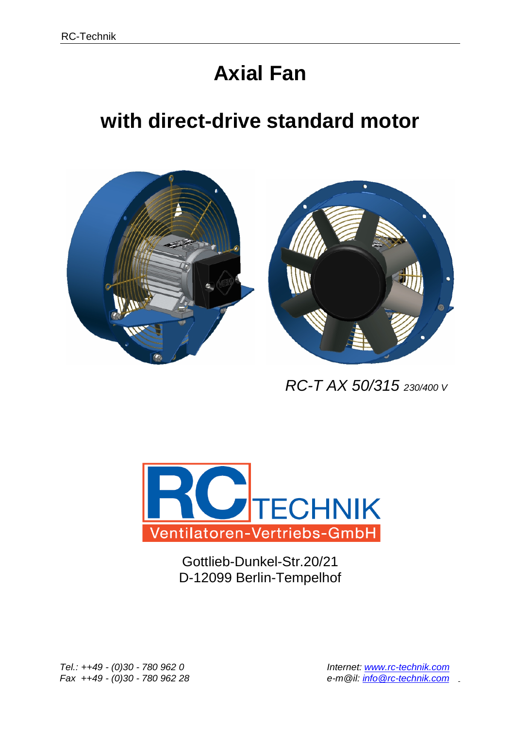# Axial Fan

# with direct-drive standard motor

*RC-T AX 50/315 230/400 V*

RC TECHNIK
Ventilatoren-Vertriebs-GmbH

Gottlieb-Dunkel-Str.20/21
D-12099 Berlin-Tempelhof

*Tel.: ++49 - (0)30 - 780 962 0*
*Fax ++49 - (0)30 - 780 962 28*

*Internet: www.rc-technik.com*
*e-m@il: info@rc-technik.com*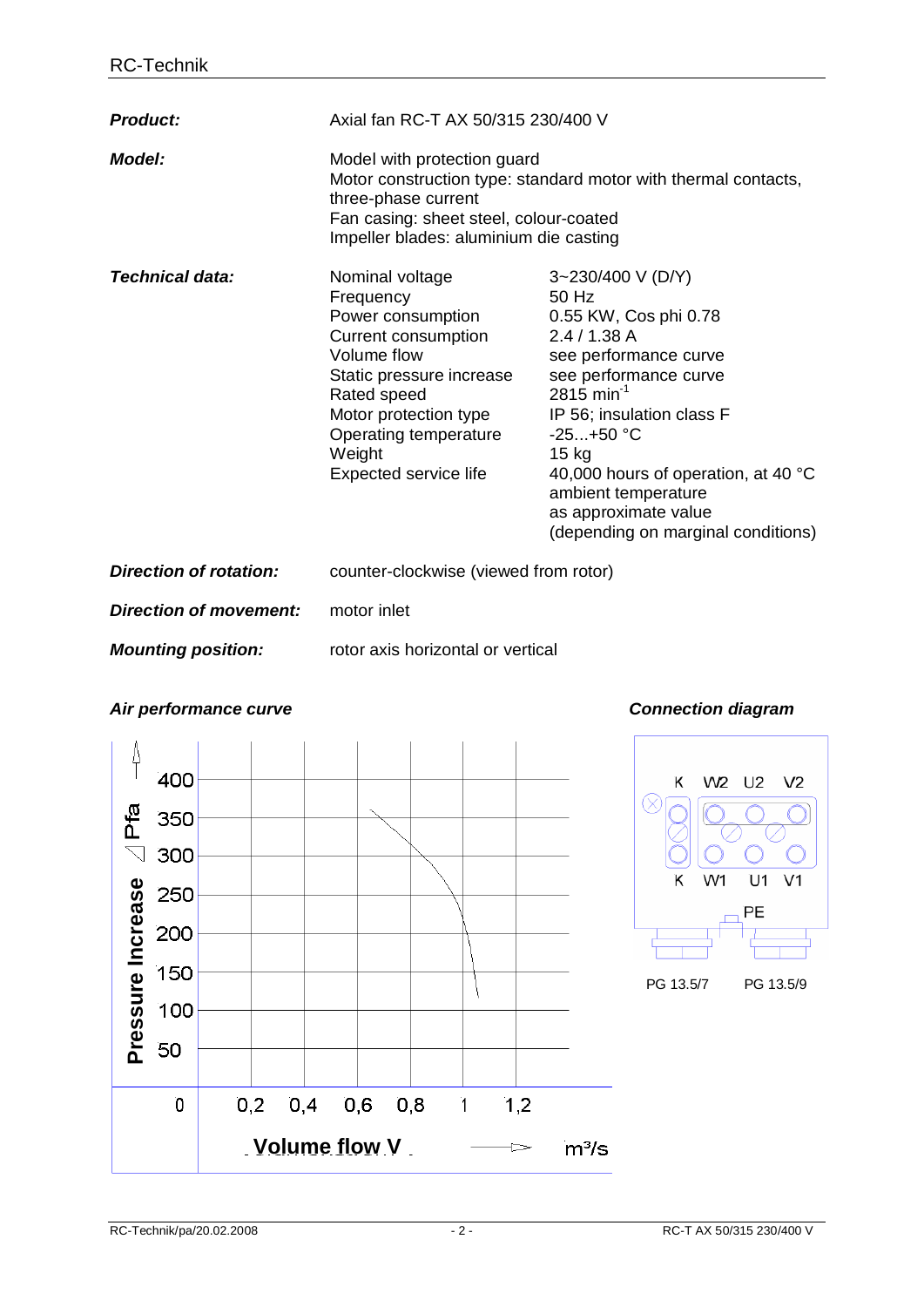| | | |
|---|---|---|
| ***Product:*** | Axial fan RC-T AX 50/315 230/400 V | |
| ***Model:*** | Model with protection guard<br>Motor construction type: standard motor with thermal contacts, three-phase current<br>Fan casing: sheet steel, colour-coated<br>Impeller blades: aluminium die casting | |
| ***Technical data:*** | Nominal voltage | 3~230/400 V (D/Y) |
| | Frequency | 50 Hz |
| | Power consumption | 0.55 KW, Cos phi 0.78 |
| | Current consumption | 2.4 / 1.38 A |
| | Volume flow | see performance curve |
| | Static pressure increase | see performance curve |
| | Rated speed | 2815 $min^{-1}$ |
| | Motor protection type | IP 56; insulation class F |
| | Operating temperature | -25…+50 °C |
| | Weight | 15 kg |
| | Expected service life | 40,000 hours of operation, at 40 °C ambient temperature as approximate value (depending on marginal conditions) |
| ***Direction of rotation:*** | counter-clockwise (viewed from rotor) | |
| ***Direction of movement:*** | motor inlet | |
| ***Mounting position:*** | rotor axis horizontal or vertical | |

***Air performance curve***

Pressure Increase △ Pfa: 400, 350, 300, 250, 200, 150, 100, 50

Volume flow V → m³/s: 0, 0,2, 0,4, 0,6, 0,8, 1, 1,2

***Connection diagram***

K W2 U2 V2

K W1 U1 V1

PE

PG 13.5/7 PG 13.5/9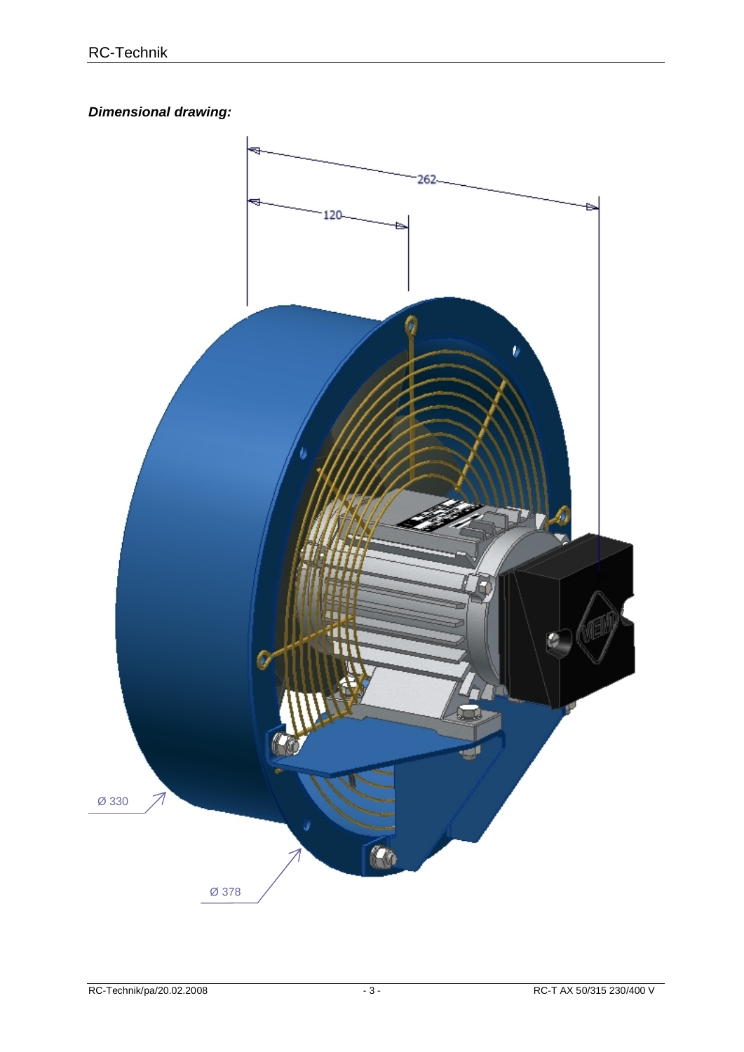***Dimensional drawing:***

262

120

Ø 330

Ø 378